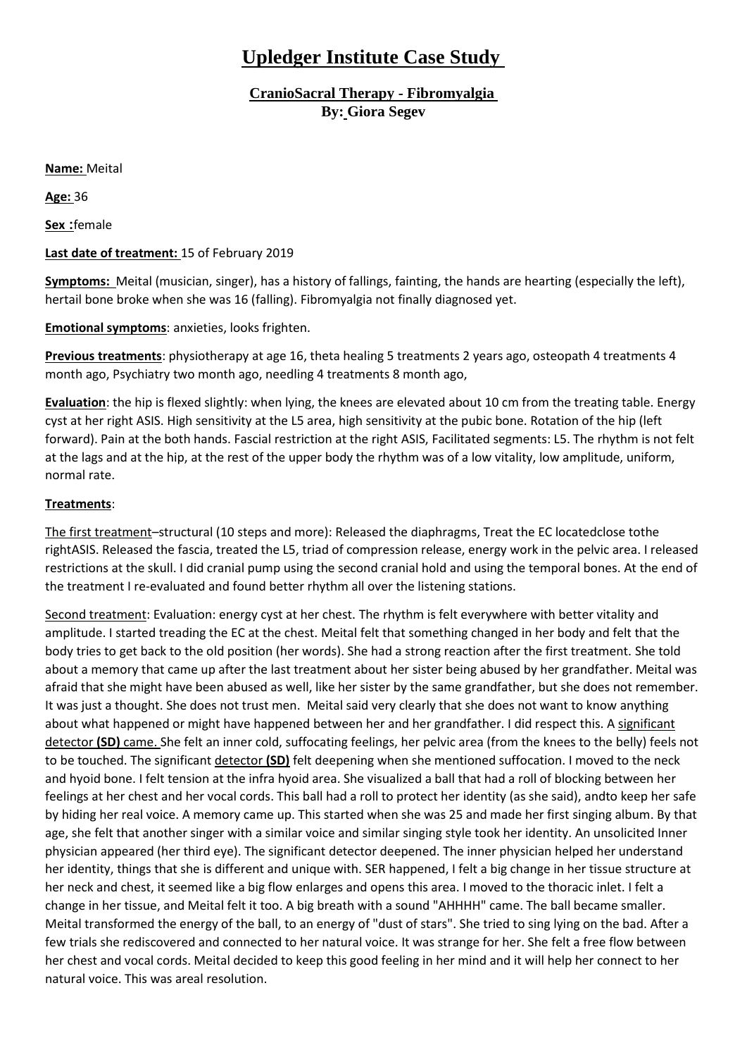# Upledger Institute Case Study

## CranioSacral Therapy - Fibromyalgia
**By: Giora Segev**

**Name:** Meital

**Age:** 36

**Sex :**female

**Last date of treatment:** 15 of February 2019

**Symptoms:** Meital (musician, singer), has a history of fallings, fainting, the hands are hearting (especially the left), hertail bone broke when she was 16 (falling). Fibromyalgia not finally diagnosed yet.

**Emotional symptoms**: anxieties, looks frighten.

**Previous treatments**: physiotherapy at age 16, theta healing 5 treatments 2 years ago, osteopath 4 treatments 4 month ago, Psychiatry two month ago, needling 4 treatments 8 month ago,

**Evaluation**: the hip is flexed slightly: when lying, the knees are elevated about 10 cm from the treating table. Energy cyst at her right ASIS. High sensitivity at the L5 area, high sensitivity at the pubic bone. Rotation of the hip (left forward). Pain at the both hands. Fascial restriction at the right ASIS, Facilitated segments: L5. The rhythm is not felt at the lags and at the hip, at the rest of the upper body the rhythm was of a low vitality, low amplitude, uniform, normal rate.

**Treatments**:

The first treatment–structural (10 steps and more): Released the diaphragms, Treat the EC locatedclose tothe rightASIS. Released the fascia, treated the L5, triad of compression release, energy work in the pelvic area. I released restrictions at the skull. I did cranial pump using the second cranial hold and using the temporal bones. At the end of the treatment I re-evaluated and found better rhythm all over the listening stations.

Second treatment: Evaluation: energy cyst at her chest. The rhythm is felt everywhere with better vitality and amplitude. I started treading the EC at the chest. Meital felt that something changed in her body and felt that the body tries to get back to the old position (her words). She had a strong reaction after the first treatment. She told about a memory that came up after the last treatment about her sister being abused by her grandfather. Meital was afraid that she might have been abused as well, like her sister by the same grandfather, but she does not remember. It was just a thought. She does not trust men. Meital said very clearly that she does not want to know anything about what happened or might have happened between her and her grandfather. I did respect this. A significant detector **(SD)** came. She felt an inner cold, suffocating feelings, her pelvic area (from the knees to the belly) feels not to be touched. The significant detector **(SD)** felt deepening when she mentioned suffocation. I moved to the neck and hyoid bone. I felt tension at the infra hyoid area. She visualized a ball that had a roll of blocking between her feelings at her chest and her vocal cords. This ball had a roll to protect her identity (as she said), andto keep her safe by hiding her real voice. A memory came up. This started when she was 25 and made her first singing album. By that age, she felt that another singer with a similar voice and similar singing style took her identity. An unsolicited Inner physician appeared (her third eye). The significant detector deepened. The inner physician helped her understand her identity, things that she is different and unique with. SER happened, I felt a big change in her tissue structure at her neck and chest, it seemed like a big flow enlarges and opens this area. I moved to the thoracic inlet. I felt a change in her tissue, and Meital felt it too. A big breath with a sound "AHHHH" came. The ball became smaller. Meital transformed the energy of the ball, to an energy of "dust of stars". She tried to sing lying on the bad. After a few trials she rediscovered and connected to her natural voice. It was strange for her. She felt a free flow between her chest and vocal cords. Meital decided to keep this good feeling in her mind and it will help her connect to her natural voice. This was areal resolution.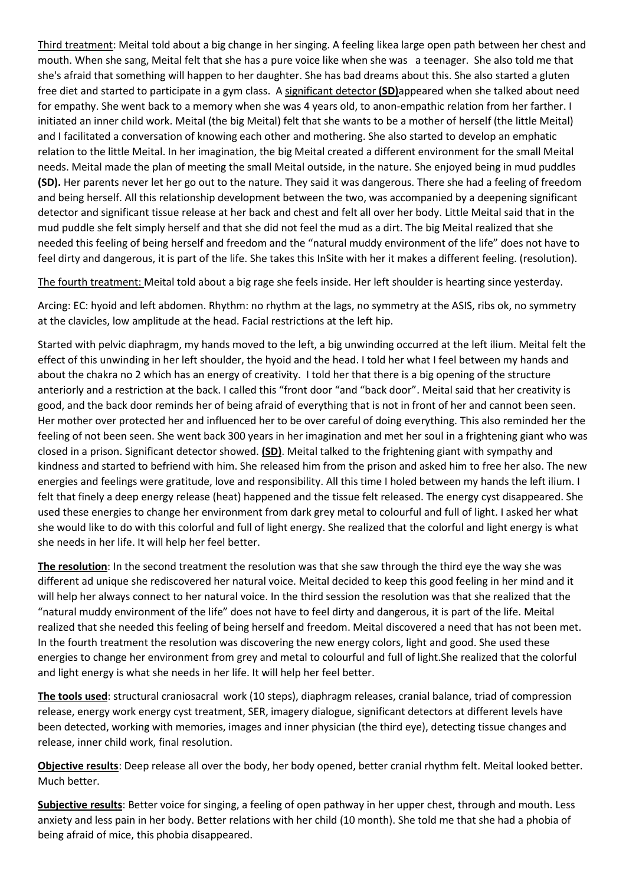Third treatment: Meital told about a big change in her singing. A feeling likea large open path between her chest and mouth. When she sang, Meital felt that she has a pure voice like when she was  a teenager. She also told me that she's afraid that something will happen to her daughter. She has bad dreams about this. She also started a gluten free diet and started to participate in a gym class. A significant detector **(SD)**appeared when she talked about need for empathy. She went back to a memory when she was 4 years old, to anon-empathic relation from her farther. I initiated an inner child work. Meital (the big Meital) felt that she wants to be a mother of herself (the little Meital) and I facilitated a conversation of knowing each other and mothering. She also started to develop an emphatic relation to the little Meital. In her imagination, the big Meital created a different environment for the small Meital needs. Meital made the plan of meeting the small Meital outside, in the nature. She enjoyed being in mud puddles **(SD).** Her parents never let her go out to the nature. They said it was dangerous. There she had a feeling of freedom and being herself. All this relationship development between the two, was accompanied by a deepening significant detector and significant tissue release at her back and chest and felt all over her body. Little Meital said that in the mud puddle she felt simply herself and that she did not feel the mud as a dirt. The big Meital realized that she needed this feeling of being herself and freedom and the "natural muddy environment of the life" does not have to feel dirty and dangerous, it is part of the life. She takes this InSite with her it makes a different feeling. (resolution).

The fourth treatment: Meital told about a big rage she feels inside. Her left shoulder is hearting since yesterday.

Arcing: EC: hyoid and left abdomen. Rhythm: no rhythm at the lags, no symmetry at the ASIS, ribs ok, no symmetry at the clavicles, low amplitude at the head. Facial restrictions at the left hip.

Started with pelvic diaphragm, my hands moved to the left, a big unwinding occurred at the left ilium. Meital felt the effect of this unwinding in her left shoulder, the hyoid and the head. I told her what I feel between my hands and about the chakra no 2 which has an energy of creativity. I told her that there is a big opening of the structure anteriorly and a restriction at the back. I called this "front door "and "back door". Meital said that her creativity is good, and the back door reminds her of being afraid of everything that is not in front of her and cannot been seen. Her mother over protected her and influenced her to be over careful of doing everything. This also reminded her the feeling of not been seen. She went back 300 years in her imagination and met her soul in a frightening giant who was closed in a prison. Significant detector showed. **(SD)**. Meital talked to the frightening giant with sympathy and kindness and started to befriend with him. She released him from the prison and asked him to free her also. The new energies and feelings were gratitude, love and responsibility. All this time I holed between my hands the left ilium. I felt that finely a deep energy release (heat) happened and the tissue felt released. The energy cyst disappeared. She used these energies to change her environment from dark grey metal to colourful and full of light. I asked her what she would like to do with this colorful and full of light energy. She realized that the colorful and light energy is what she needs in her life. It will help her feel better.

**The resolution**: In the second treatment the resolution was that she saw through the third eye the way she was different ad unique she rediscovered her natural voice. Meital decided to keep this good feeling in her mind and it will help her always connect to her natural voice. In the third session the resolution was that she realized that the "natural muddy environment of the life" does not have to feel dirty and dangerous, it is part of the life. Meital realized that she needed this feeling of being herself and freedom. Meital discovered a need that has not been met. In the fourth treatment the resolution was discovering the new energy colors, light and good. She used these energies to change her environment from grey and metal to colourful and full of light.She realized that the colorful and light energy is what she needs in her life. It will help her feel better.

**The tools used**: structural craniosacral work (10 steps), diaphragm releases, cranial balance, triad of compression release, energy work energy cyst treatment, SER, imagery dialogue, significant detectors at different levels have been detected, working with memories, images and inner physician (the third eye), detecting tissue changes and release, inner child work, final resolution.

**Objective results**: Deep release all over the body, her body opened, better cranial rhythm felt. Meital looked better. Much better.

**Subjective results**: Better voice for singing, a feeling of open pathway in her upper chest, through and mouth. Less anxiety and less pain in her body. Better relations with her child (10 month). She told me that she had a phobia of being afraid of mice, this phobia disappeared.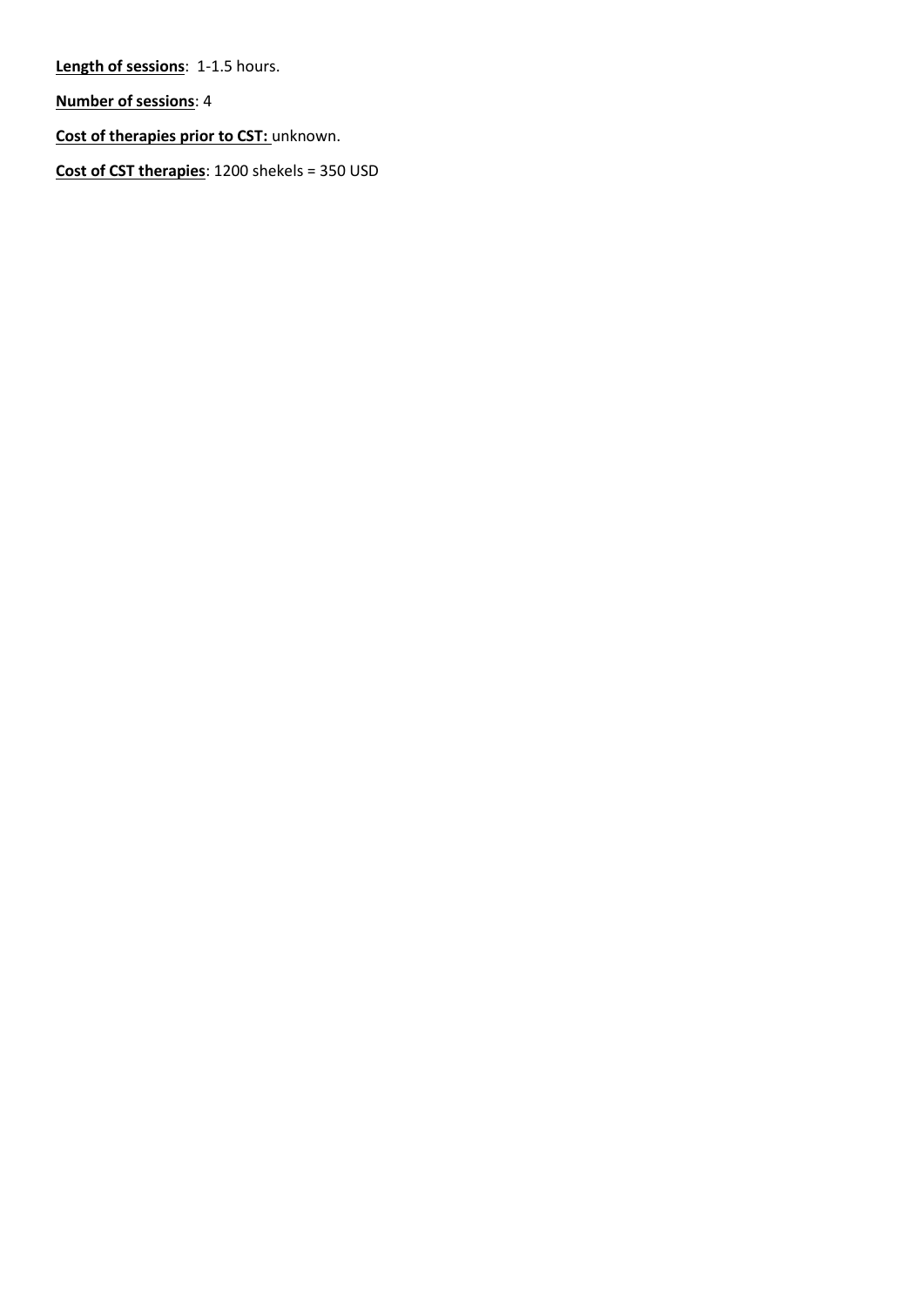**Length of sessions**:  1-1.5 hours.

**Number of sessions**: 4

**Cost of therapies prior to CST:** unknown.

**Cost of CST therapies**: 1200 shekels = 350 USD